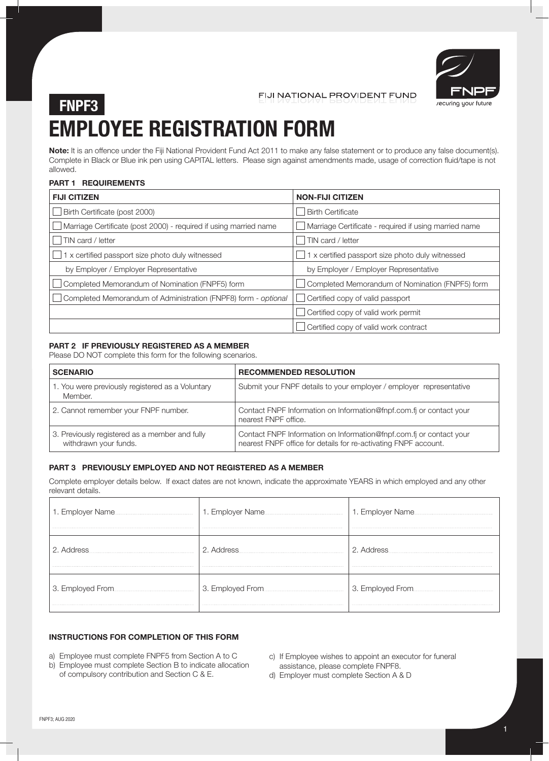FIJI NATIONAL PROVIDENT FUND

FNPF
securing your future

**FNPF3**

# EMPLOYEE REGISTRATION FORM

**Note:** It is an offence under the Fiji National Provident Fund Act 2011 to make any false statement or to produce any false document(s). Complete in Black or Blue ink pen using CAPITAL letters. Please sign against amendments made, usage of correction fluid/tape is not allowed.

### PART 1 REQUIREMENTS

| FIJI CITIZEN | NON-FIJI CITIZEN |
|---|---|
| ☐ Birth Certificate (post 2000) | ☐ Birth Certificate |
| ☐ Marriage Certificate (post 2000) - required if using married name | ☐ Marriage Certificate - required if using married name |
| ☐ TIN card / letter | ☐ TIN card / letter |
| ☐ 1 x certified passport size photo duly witnessed | ☐ 1 x certified passport size photo duly witnessed |
| by Employer / Employer Representative | by Employer / Employer Representative |
| ☐ Completed Memorandum of Nomination (FNPF5) form | ☐ Completed Memorandum of Nomination (FNPF5) form |
| ☐ Completed Memorandum of Administration (FNPF8) form - *optional* | ☐ Certified copy of valid passport |
| | ☐ Certified copy of valid work permit |
| | ☐ Certified copy of valid work contract |

### PART 2 IF PREVIOUSLY REGISTERED AS A MEMBER

Please DO NOT complete this form for the following scenarios.

| SCENARIO | RECOMMENDED RESOLUTION |
|---|---|
| 1. You were previously registered as a Voluntary Member. | Submit your FNPF details to your employer / employer representative |
| 2. Cannot remember your FNPF number. | Contact FNPF Information on Information@fnpf.com.fj or contact your nearest FNPF office. |
| 3. Previously registered as a member and fully withdrawn your funds. | Contact FNPF Information on Information@fnpf.com.fj or contact your nearest FNPF office for details for re-activating FNPF account. |

### PART 3 PREVIOUSLY EMPLOYED AND NOT REGISTERED AS A MEMBER

Complete employer details below. If exact dates are not known, indicate the approximate YEARS in which employed and any other relevant details.

| | | |
|---|---|---|
| 1. Employer Name | 1. Employer Name | 1. Employer Name |
| 2. Address | 2. Address | 2. Address |
| 3. Employed From | 3. Employed From | 3. Employed From |

### INSTRUCTIONS FOR COMPLETION OF THIS FORM

a) Employee must complete FNPF5 from Section A to C

b) Employee must complete Section B to indicate allocation of compulsory contribution and Section C & E.

c) If Employee wishes to appoint an executor for funeral assistance, please complete FNPF8.

d) Employer must complete Section A & D

FNPF3; AUG 2020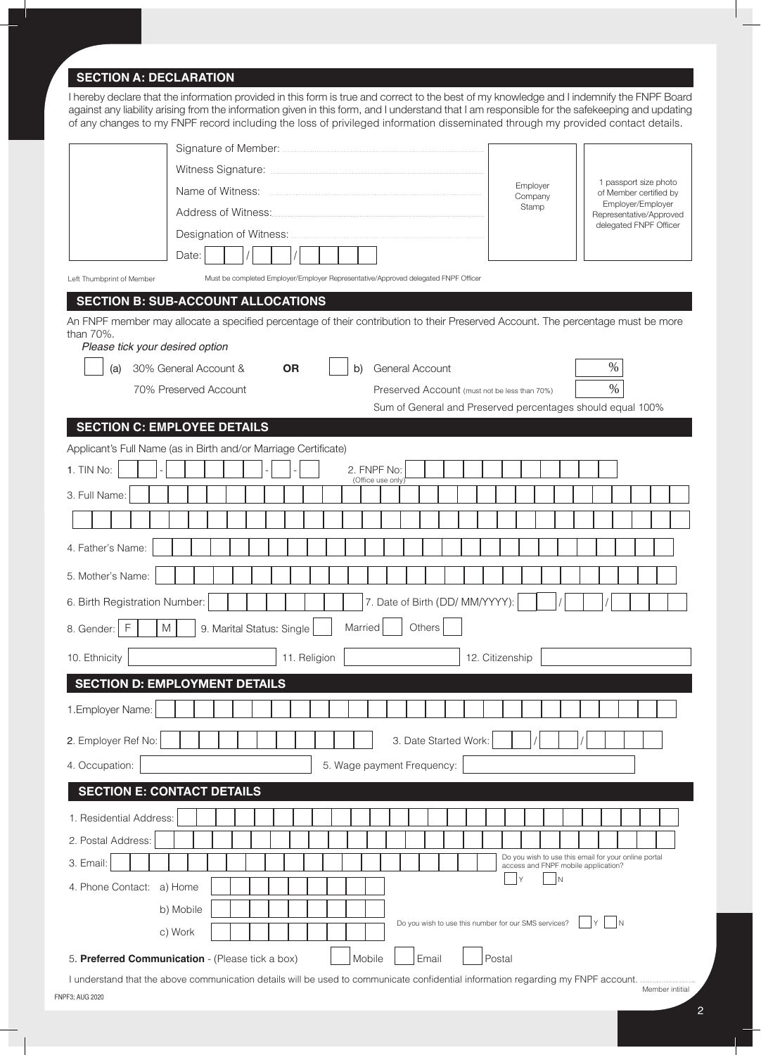## SECTION A: DECLARATION

I hereby declare that the information provided in this form is true and correct to the best of my knowledge and I indemnify the FNPF Board against any liability arising from the information given in this form, and I understand that I am responsible for the safekeeping and updating of any changes to my FNPF record including the loss of privileged information disseminated through my provided contact details.

Signature of Member: ..............................

Witness Signature: ..............................

Name of Witness: ..............................

Address of Witness: ..............................

Designation of Witness: ..............................

Date: ___ ___ / ___ ___ / ___ ___ ___ ___

Employer Company Stamp

1 passport size photo of Member certified by Employer/Employer Representative/Approved delegated FNPF Officer

Left Thumbprint of Member

Must be completed Employer/Employer Representative/Approved delegated FNPF Officer

## SECTION B: SUB-ACCOUNT ALLOCATIONS

An FNPF member may allocate a specified percentage of their contribution to their Preserved Account. The percentage must be more than 70%.

*Please tick your desired option*

☐ (a) 30% General Account & 70% Preserved Account

**OR**

☐ b) General Account ____ %
Preserved Account (must not be less than 70%) ____ %

Sum of General and Preserved percentages should equal 100%

## SECTION C: EMPLOYEE DETAILS

Applicant's Full Name (as in Birth and/or Marriage Certificate)

1. TIN No: ___ - ___ - ___ - ___

2. FNPF No: ____________ (Office use only)

3. Full Name: ____________

4. Father's Name: ____________

5. Mother's Name: ____________

6. Birth Registration Number: ____________

7. Date of Birth (DD/ MM/YYYY): ___ / ___ / ______

8. Gender: ☐ F ☐ M

9. Marital Status: Single ☐ Married ☐ Others ☐

10. Ethnicity ____________

11. Religion ____________

12. Citizenship ____________

## SECTION D: EMPLOYMENT DETAILS

1. Employer Name: ____________

2. Employer Ref No: ____________

3. Date Started Work: ___ / ___ / ______

4. Occupation: ____________

5. Wage payment Frequency: ____________

## SECTION E: CONTACT DETAILS

1. Residential Address: ____________

2. Postal Address: ____________

3. Email: ____________

Do you wish to use this email for your online portal access and FNPF mobile application? ☐ Y ☐ N

4. Phone Contact:
   a) Home ____________
   b) Mobile ____________
   c) Work ____________

Do you wish to use this number for our SMS services? ☐ Y ☐ N

5. **Preferred Communication** - (Please tick a box) ☐ Mobile ☐ Email ☐ Postal

I understand that the above communication details will be used to communicate confidential information regarding my FNPF account. ..............................
Member intitial

FNPF3; AUG 2020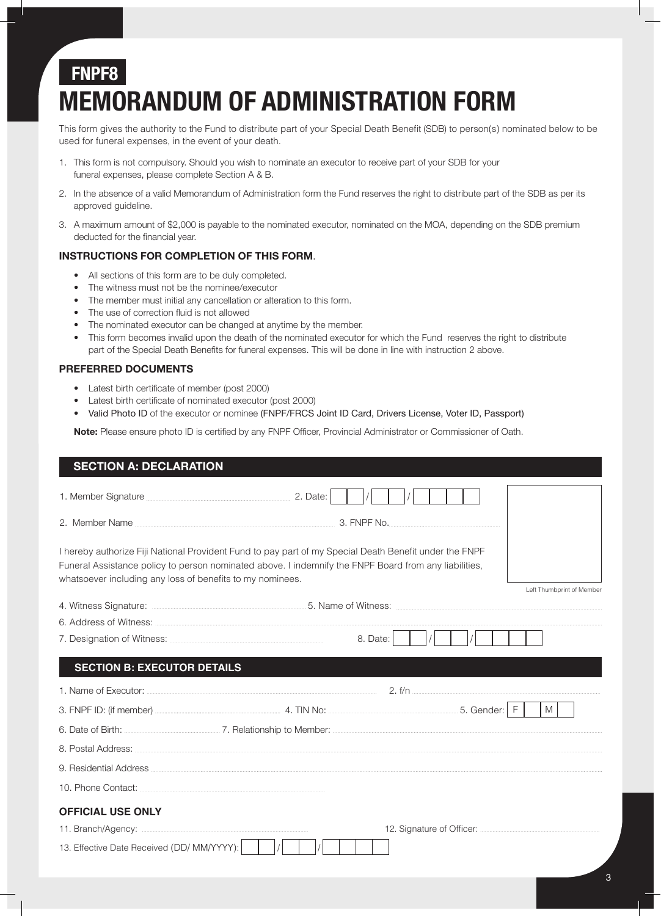**FNPF8**

# MEMORANDUM OF ADMINISTRATION FORM

This form gives the authority to the Fund to distribute part of your Special Death Benefit (SDB) to person(s) nominated below to be used for funeral expenses, in the event of your death.

1. This form is not compulsory. Should you wish to nominate an executor to receive part of your SDB for your funeral expenses, please complete Section A & B.
2. In the absence of a valid Memorandum of Administration form the Fund reserves the right to distribute part of the SDB as per its approved guideline.
3. A maximum amount of $2,000 is payable to the nominated executor, nominated on the MOA, depending on the SDB premium deducted for the financial year.

**INSTRUCTIONS FOR COMPLETION OF THIS FORM**.

- All sections of this form are to be duly completed.
- The witness must not be the nominee/executor
- The member must initial any cancellation or alteration to this form.
- The use of correction fluid is not allowed
- The nominated executor can be changed at anytime by the member.
- This form becomes invalid upon the death of the nominated executor for which the Fund reserves the right to distribute part of the Special Death Benefits for funeral expenses. This will be done in line with instruction 2 above.

**PREFERRED DOCUMENTS**

- Latest birth certificate of member (post 2000)
- Latest birth certificate of nominated executor (post 2000)
- Valid Photo ID of the executor or nominee (FNPF/FRCS Joint ID Card, Drivers License, Voter ID, Passport)

**Note:** Please ensure photo ID is certified by any FNPF Officer, Provincial Administrator or Commissioner of Oath.

## SECTION A: DECLARATION

1. Member Signature .................................... 2. Date: __ __ / __ __ / __ __ __ __

2. Member Name .................................... 3. FNPF No. ....................................

I hereby authorize Fiji National Provident Fund to pay part of my Special Death Benefit under the FNPF Funeral Assistance policy to person nominated above. I indemnify the FNPF Board from any liabilities, whatsoever including any loss of benefits to my nominees.

Left Thumbprint of Member

4. Witness Signature: .................................... 5. Name of Witness: ....................................

6. Address of Witness: ....................................

7. Designation of Witness: .................................... 8. Date: __ __ / __ __ / __ __ __ __

## SECTION B: EXECUTOR DETAILS

1. Name of Executor: .................................... 2. f/n ....................................

3. FNPF ID: (if member) .................................... 4. TIN No: .................................... 5. Gender: F [ ] M [ ]

6. Date of Birth: .................................... 7. Relationship to Member: ....................................

8. Postal Address: ....................................

9. Residential Address ....................................

10. Phone Contact: ....................................

**OFFICIAL USE ONLY**

11. Branch/Agency: .................................... 12. Signature of Officer: ....................................

13. Effective Date Received (DD/ MM/YYYY): __ __ / __ __ / __ __ __ __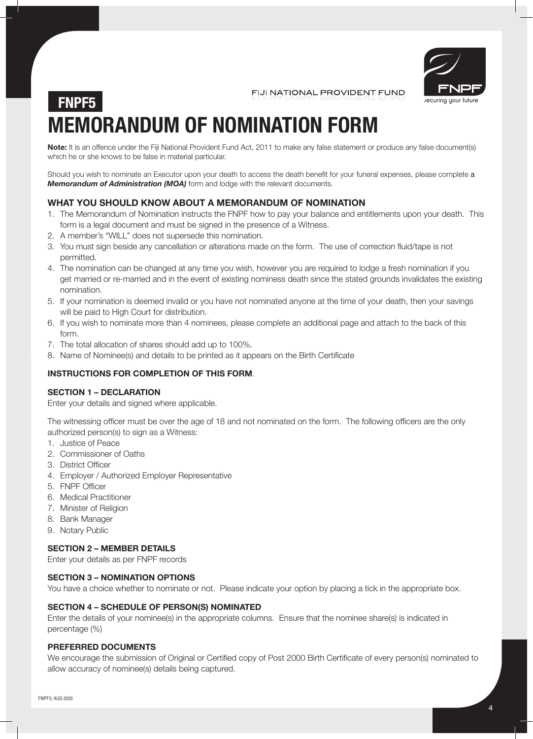FIJI NATIONAL PROVIDENT FUND

**FNPF5**

# MEMORANDUM OF NOMINATION FORM

**Note:** It is an offence under the Fiji National Provident Fund Act, 2011 to make any false statement or produce any false document(s) which he or she knows to be false in material particular.

Should you wish to nominate an Executor upon your death to access the death benefit for your funeral expenses, please complete a ***Memorandum of Administration (MOA)*** form and lodge with the relevant documents.

### WHAT YOU SHOULD KNOW ABOUT A MEMORANDUM OF NOMINATION

1. The Memorandum of Nomination instructs the FNPF how to pay your balance and entitlements upon your death. This form is a legal document and must be signed in the presence of a Witness.
2. A member's "WILL" does not supersede this nomination.
3. You must sign beside any cancellation or alterations made on the form. The use of correction fluid/tape is not permitted.
4. The nomination can be changed at any time you wish, however you are required to lodge a fresh nomination if you get married or re-married and in the event of existing nominess death since the stated grounds invalidates the existing nomination.
5. If your nomination is deemed invalid or you have not nominated anyone at the time of your death, then your savings will be paid to High Court for distribution.
6. If you wish to nominate more than 4 nominees, please complete an additional page and attach to the back of this form.
7. The total allocation of shares should add up to 100%.
8. Name of Nominee(s) and details to be printed as it appears on the Birth Certificate

### INSTRUCTIONS FOR COMPLETION OF THIS FORM.

#### SECTION 1 – DECLARATION

Enter your details and signed where applicable.

The witnessing officer must be over the age of 18 and not nominated on the form. The following officers are the only authorized person(s) to sign as a Witness:

1. Justice of Peace
2. Commissioner of Oaths
3. District Officer
4. Employer / Authorized Employer Representative
5. FNPF Officer
6. Medical Practitioner
7. Minister of Religion
8. Bank Manager
9. Notary Public

#### SECTION 2 – MEMBER DETAILS

Enter your details as per FNPF records

#### SECTION 3 – NOMINATION OPTIONS

You have a choice whether to nominate or not. Please indicate your option by placing a tick in the appropriate box.

#### SECTION 4 – SCHEDULE OF PERSON(S) NOMINATED

Enter the details of your nominee(s) in the appropriate columns. Ensure that the nominee share(s) is indicated in percentage (%)

#### PREFERRED DOCUMENTS

We encourage the submission of Original or Certified copy of Post 2000 Birth Certificate of every person(s) nominated to allow accuracy of nominee(s) details being captured.

FNPF3; AUG 2020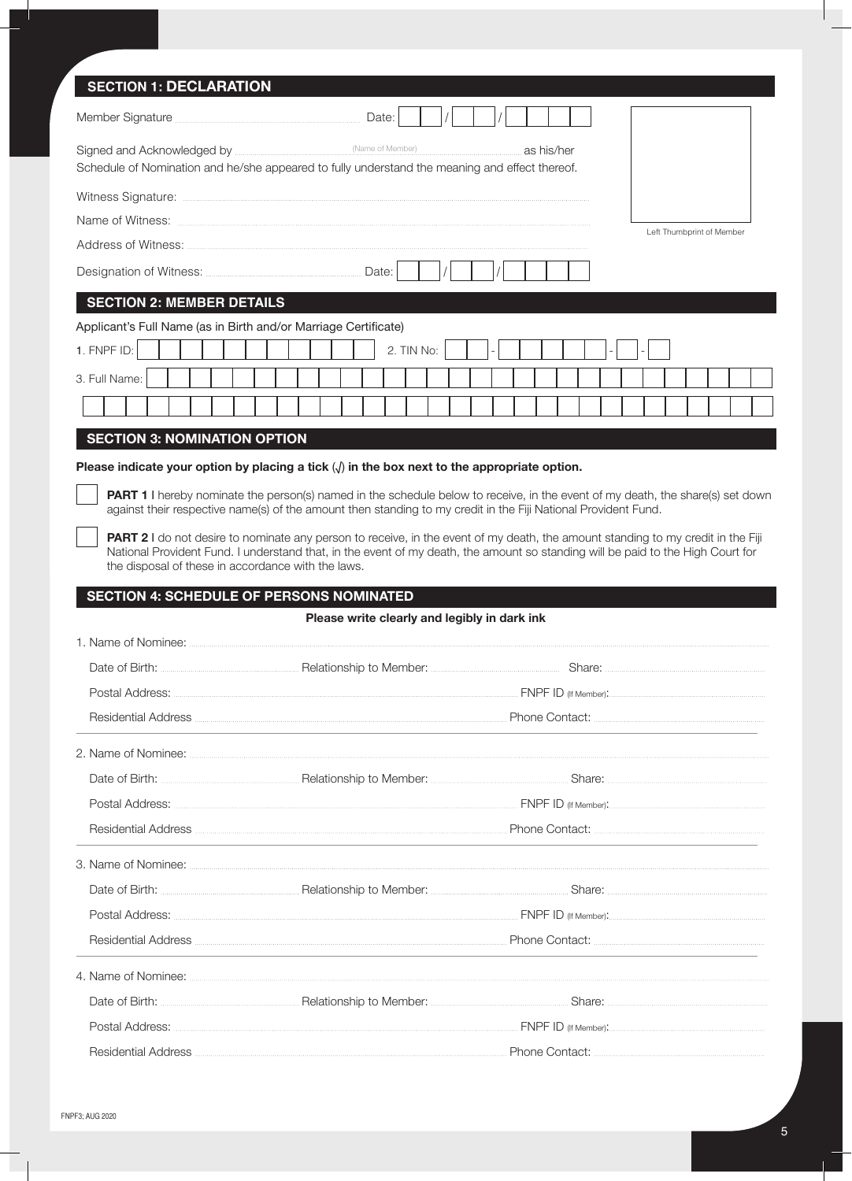## SECTION 1: DECLARATION

Member Signature .............................................. Date: ___ / ___ / _____

Signed and Acknowledged by ............................ (Name of Member) ............................ as his/her Schedule of Nomination and he/she appeared to fully understand the meaning and effect thereof.

Witness Signature: ..............................................

Name of Witness: ..............................................

Address of Witness: ..............................................

Designation of Witness: .............................................. Date: ___ / ___ / _____

Left Thumbprint of Member

## SECTION 2: MEMBER DETAILS

Applicant's Full Name (as in Birth and/or Marriage Certificate)

1. FNPF ID: ______________ 2. TIN No: ___ - ______ - ___ - ___

3. Full Name: ______________________________________________

## SECTION 3: NOMINATION OPTION

**Please indicate your option by placing a tick (√) in the box next to the appropriate option.**

☐ **PART 1** I hereby nominate the person(s) named in the schedule below to receive, in the event of my death, the share(s) set down against their respective name(s) of the amount then standing to my credit in the Fiji National Provident Fund.

☐ **PART 2** I do not desire to nominate any person to receive, in the event of my death, the amount standing to my credit in the Fiji National Provident Fund. I understand that, in the event of my death, the amount so standing will be paid to the High Court for the disposal of these in accordance with the laws.

## SECTION 4: SCHEDULE OF PERSONS NOMINATED

**Please write clearly and legibly in dark ink**

1. Name of Nominee: ..............................................
   - Date of Birth: .................. Relationship to Member: .................. Share: ..................
   - Postal Address: .................................... FNPF ID (If Member): ..................
   - Residential Address .................................... Phone Contact: ..................

2. Name of Nominee: ..............................................
   - Date of Birth: .................. Relationship to Member: .................. Share: ..................
   - Postal Address: .................................... FNPF ID (If Member): ..................
   - Residential Address .................................... Phone Contact: ..................

3. Name of Nominee: ..............................................
   - Date of Birth: .................. Relationship to Member: .................. Share: ..................
   - Postal Address: .................................... FNPF ID (If Member): ..................
   - Residential Address .................................... Phone Contact: ..................

4. Name of Nominee: ..............................................
   - Date of Birth: .................. Relationship to Member: .................. Share: ..................
   - Postal Address: .................................... FNPF ID (If Member): ..................
   - Residential Address .................................... Phone Contact: ..................

FNPF3; AUG 2020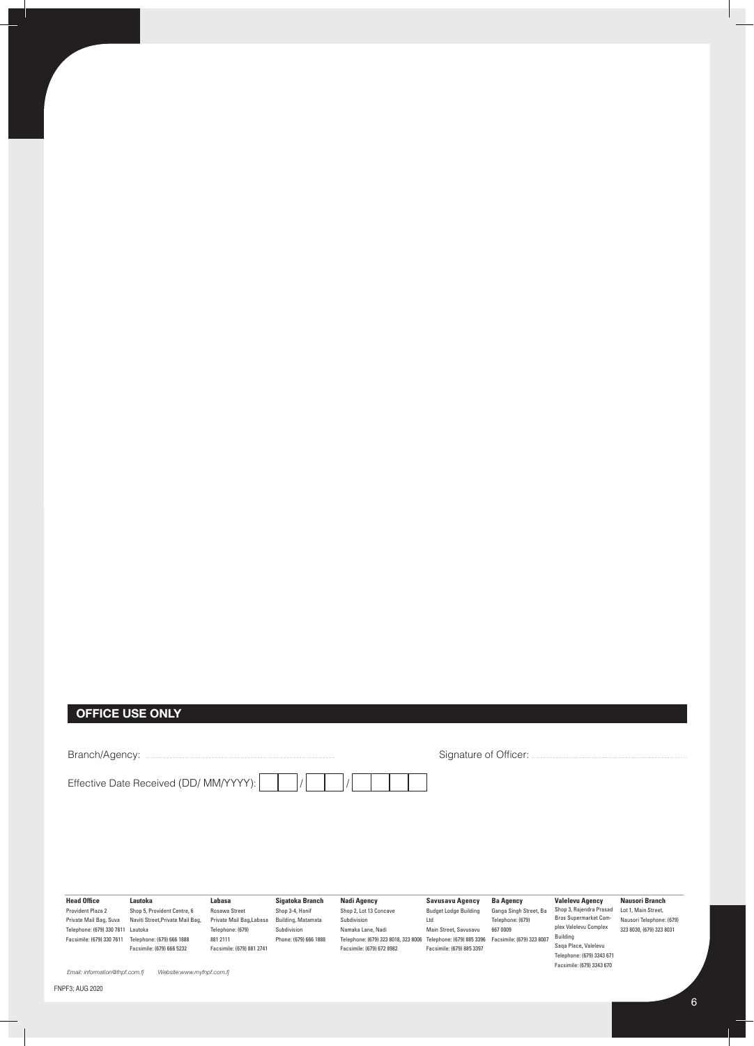## OFFICE USE ONLY

Branch/Agency: ................................................ Signature of Officer: ................................................

Effective Date Received (DD/ MM/YYYY): __ __ / __ __ / __ __ __ __

| Head Office | Lautoka | Labasa | Sigatoka Branch | Nadi Agency | Savusavu Agency | Ba Agency | Valelevu Agency | Nausori Branch |
|---|---|---|---|---|---|---|---|---|
| Provident Plaza 2<br>Private Mail Bag, Suva<br>Telephone: (679) 330 7811<br>Facsimile: (679) 330 7611 | Shop 5, Provident Centre, 6 Naviti Street,Private Mail Bag, Lautoka<br>Telephone: (679) 666 1888<br>Facsimile: (679) 666 5232 | Rosawa Street<br>Private Mail Bag,Labasa<br>Telephone: (679) 881 2111<br>Facsimile: (679) 881 2741 | Shop 3-4, Hanif Building, Matamata Subdivision<br>Phone: (679) 666 1888 | Shop 2, Lot 13 Concave Subdivision<br>Namaka Lane, Nadi<br>Telephone: (679) 323 8018, 323 8006<br>Facsimile: (679) 672 8982 | Budget Lodge Building Ltd<br>Main Street, Savusavu<br>Telephone: (679) 885 3396<br>Facsimile: (679) 885 3397 | Ganga Singh Street, Ba<br>Telephone: (679) 667 0009<br>Facsimile: (679) 323 8007 | Shop 3, Rajendra Prasad Bros Supermarket Complex Valelevu Complex Building<br>Saqa Place, Valelevu<br>Telephone: (679) 3343 671<br>Facsimile: (679) 3343 670 | Lot 1, Main Street,<br>Nausori Telephone: (679) 323 8030, (679) 323 8031 |

*Email: information@fnpf.com.fj* *Website:www.myfnpf.com.fj*

FNPF3; AUG 2020